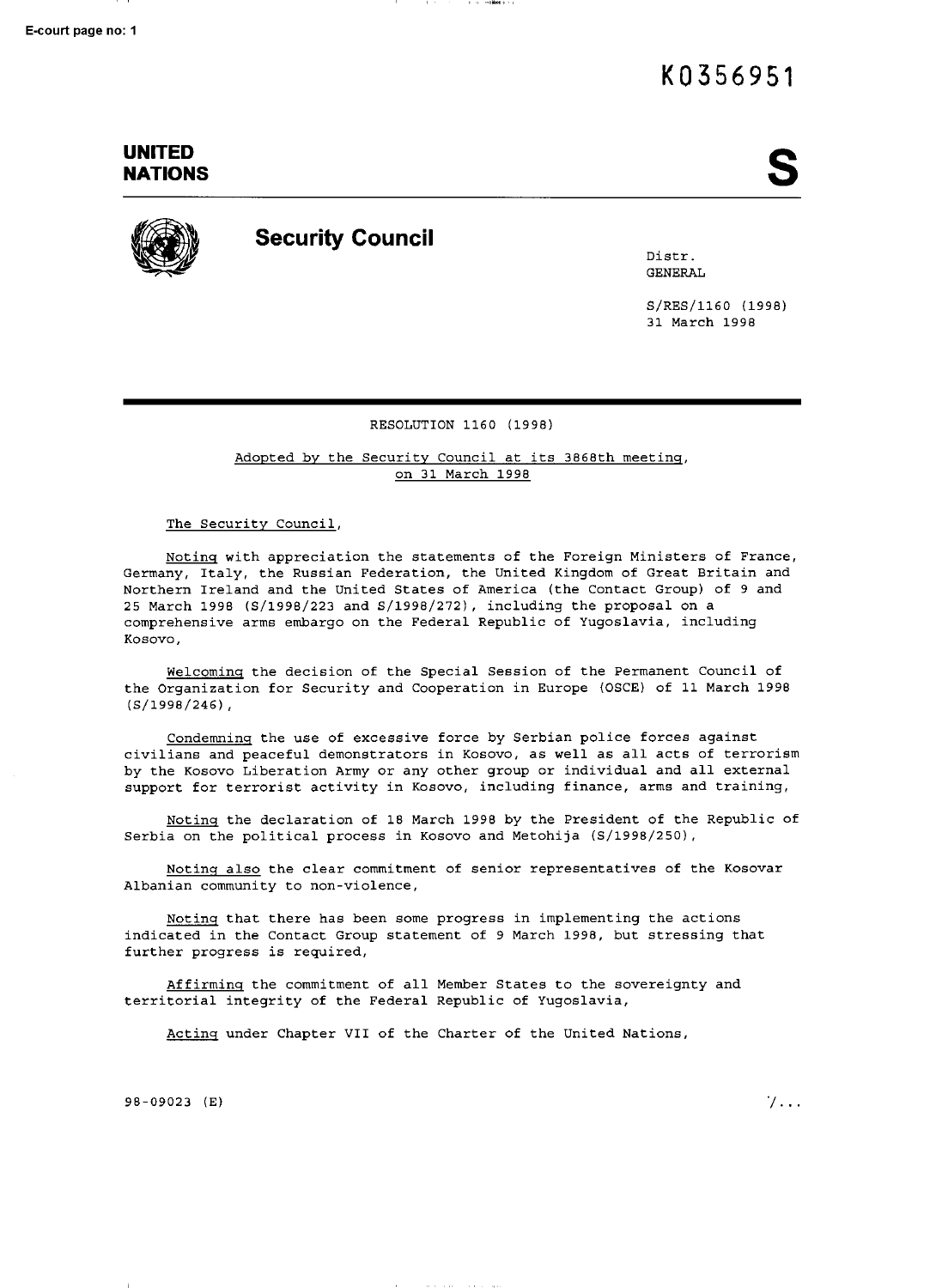K0356951

**UNITED NATIONS**

# S

## Security Council

Distr.
GENERAL

S/RES/1160 (1998)
31 March 1998

RESOLUTION 1160 (1998)

Adopted by the Security Council at its 3868th meeting, on 31 March 1998

The Security Council,

Noting with appreciation the statements of the Foreign Ministers of France, Germany, Italy, the Russian Federation, the United Kingdom of Great Britain and Northern Ireland and the United States of America (the Contact Group) of 9 and 25 March 1998 (S/1998/223 and S/1998/272), including the proposal on a comprehensive arms embargo on the Federal Republic of Yugoslavia, including Kosovo,

Welcoming the decision of the Special Session of the Permanent Council of the Organization for Security and Cooperation in Europe (OSCE) of 11 March 1998 (S/1998/246),

Condemning the use of excessive force by Serbian police forces against civilians and peaceful demonstrators in Kosovo, as well as all acts of terrorism by the Kosovo Liberation Army or any other group or individual and all external support for terrorist activity in Kosovo, including finance, arms and training,

Noting the declaration of 18 March 1998 by the President of the Republic of Serbia on the political process in Kosovo and Metohija (S/1998/250),

Noting also the clear commitment of senior representatives of the Kosovar Albanian community to non-violence,

Noting that there has been some progress in implementing the actions indicated in the Contact Group statement of 9 March 1998, but stressing that further progress is required,

Affirming the commitment of all Member States to the sovereignty and territorial integrity of the Federal Republic of Yugoslavia,

Acting under Chapter VII of the Charter of the United Nations,

98-09023 (E)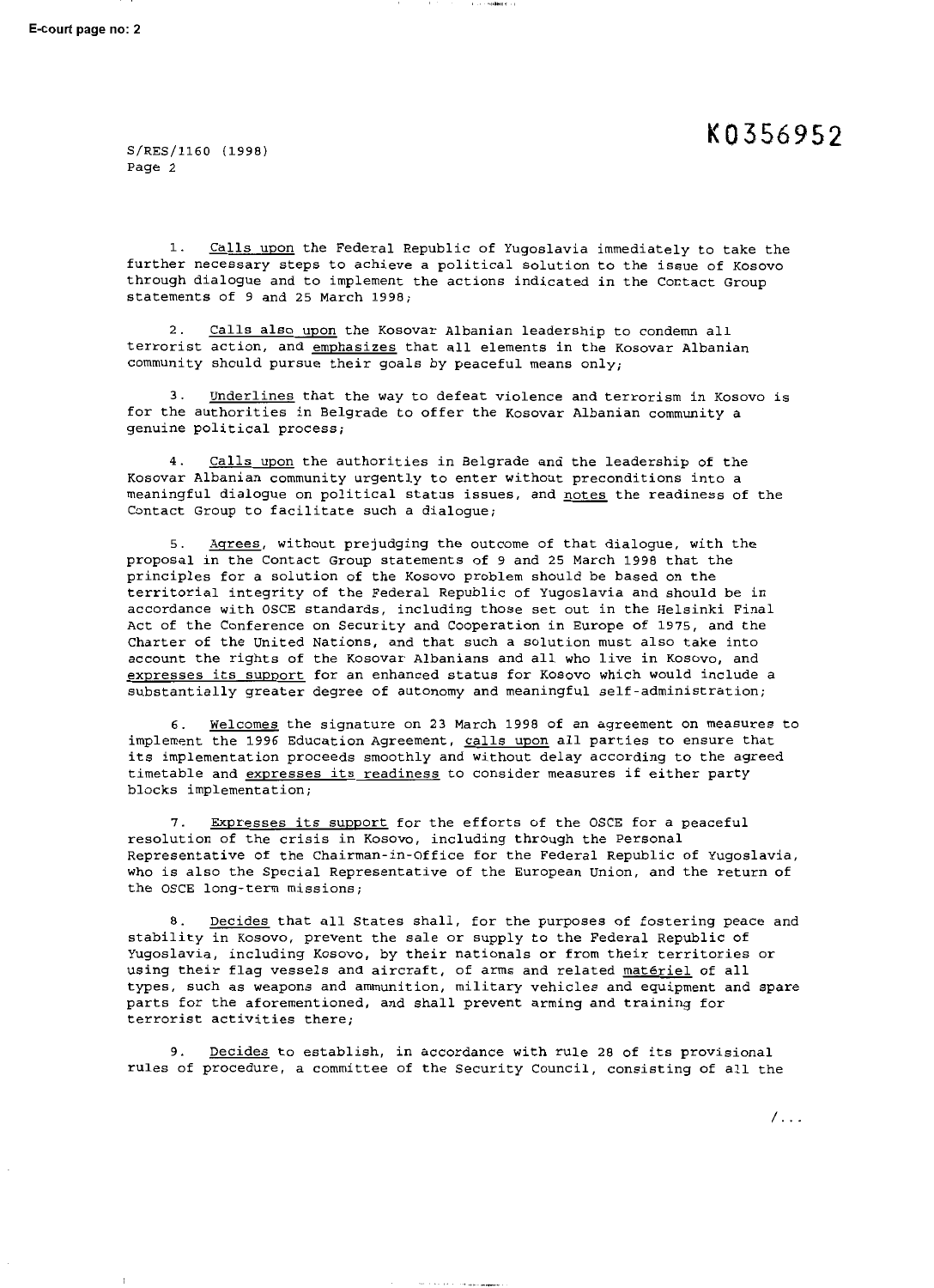1. Calls upon the Federal Republic of Yugoslavia immediately to take the further necessary steps to achieve a political solution to the issue of Kosovo through dialogue and to implement the actions indicated in the Contact Group statements of 9 and 25 March 1998;

2. Calls also upon the Kosovar Albanian leadership to condemn all terrorist action, and emphasizes that all elements in the Kosovar Albanian community should pursue their goals by peaceful means only;

3. Underlines that the way to defeat violence and terrorism in Kosovo is for the authorities in Belgrade to offer the Kosovar Albanian community a genuine political process;

4. Calls upon the authorities in Belgrade and the leadership of the Kosovar Albanian community urgently to enter without preconditions into a meaningful dialogue on political status issues, and notes the readiness of the Contact Group to facilitate such a dialogue;

5. Agrees, without prejudging the outcome of that dialogue, with the proposal in the Contact Group statements of 9 and 25 March 1998 that the principles for a solution of the Kosovo problem should be based on the territorial integrity of the Federal Republic of Yugoslavia and should be in accordance with OSCE standards, including those set out in the Helsinki Final Act of the Conference on Security and Cooperation in Europe of 1975, and the Charter of the United Nations, and that such a solution must also take into account the rights of the Kosovar Albanians and all who live in Kosovo, and expresses its support for an enhanced status for Kosovo which would include a substantially greater degree of autonomy and meaningful self-administration;

6. Welcomes the signature on 23 March 1998 of an agreement on measures to implement the 1996 Education Agreement, calls upon all parties to ensure that its implementation proceeds smoothly and without delay according to the agreed timetable and expresses its readiness to consider measures if either party blocks implementation;

7. Expresses its support for the efforts of the OSCE for a peaceful resolution of the crisis in Kosovo, including through the Personal Representative of the Chairman-in-Office for the Federal Republic of Yugoslavia, who is also the Special Representative of the European Union, and the return of the OSCE long-term missions;

8. Decides that all States shall, for the purposes of fostering peace and stability in Kosovo, prevent the sale or supply to the Federal Republic of Yugoslavia, including Kosovo, by their nationals or from their territories or using their flag vessels and aircraft, of arms and related matériel of all types, such as weapons and ammunition, military vehicles and equipment and spare parts for the aforementioned, and shall prevent arming and training for terrorist activities there;

9. Decides to establish, in accordance with rule 28 of its provisional rules of procedure, a committee of the Security Council, consisting of all the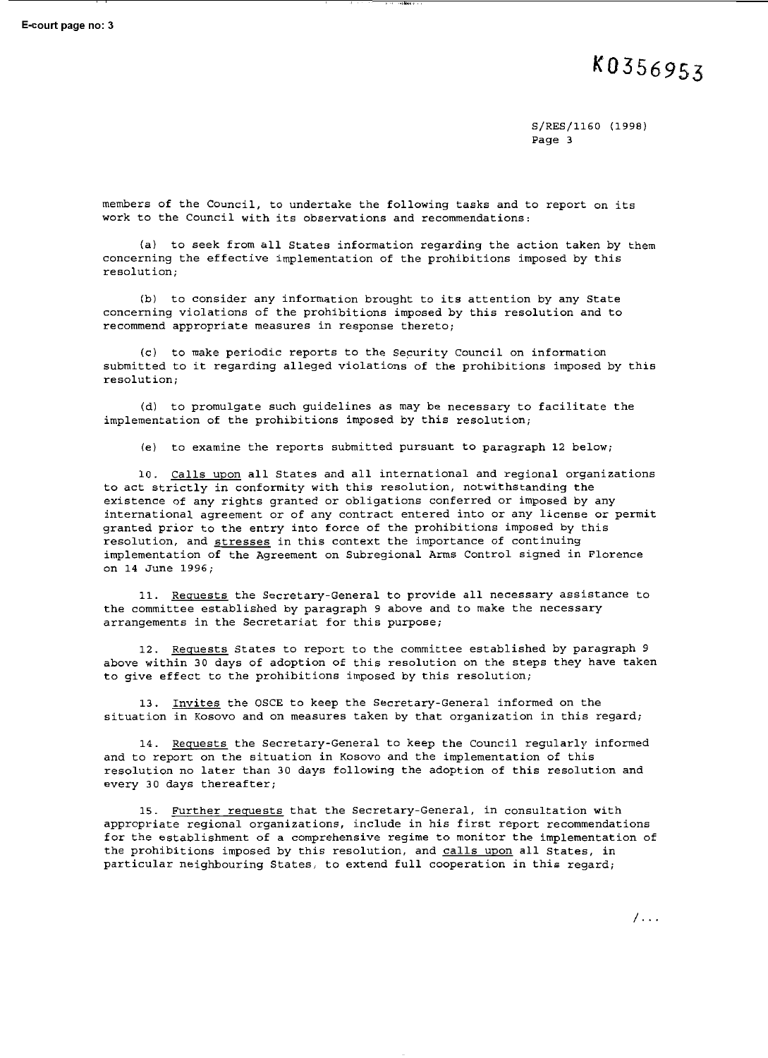members of the Council, to undertake the following tasks and to report on its work to the Council with its observations and recommendations:

(a) to seek from all States information regarding the action taken by them concerning the effective implementation of the prohibitions imposed by this resolution;

(b) to consider any information brought to its attention by any State concerning violations of the prohibitions imposed by this resolution and to recommend appropriate measures in response thereto;

(c) to make periodic reports to the Security Council on information submitted to it regarding alleged violations of the prohibitions imposed by this resolution;

(d) to promulgate such guidelines as may be necessary to facilitate the implementation of the prohibitions imposed by this resolution;

(e) to examine the reports submitted pursuant to paragraph 12 below;

10. Calls upon all States and all international and regional organizations to act strictly in conformity with this resolution, notwithstanding the existence of any rights granted or obligations conferred or imposed by any international agreement or of any contract entered into or any license or permit granted prior to the entry into force of the prohibitions imposed by this resolution, and stresses in this context the importance of continuing implementation of the Agreement on Subregional Arms Control signed in Florence on 14 June 1996;

11. Requests the Secretary-General to provide all necessary assistance to the committee established by paragraph 9 above and to make the necessary arrangements in the Secretariat for this purpose;

12. Requests States to report to the committee established by paragraph 9 above within 30 days of adoption of this resolution on the steps they have taken to give effect to the prohibitions imposed by this resolution;

13. Invites the OSCE to keep the Secretary-General informed on the situation in Kosovo and on measures taken by that organization in this regard;

14. Requests the Secretary-General to keep the Council regularly informed and to report on the situation in Kosovo and the implementation of this resolution no later than 30 days following the adoption of this resolution and every 30 days thereafter;

15. Further requests that the Secretary-General, in consultation with appropriate regional organizations, include in his first report recommendations for the establishment of a comprehensive regime to monitor the implementation of the prohibitions imposed by this resolution, and calls upon all States, in particular neighbouring States, to extend full cooperation in this regard;

/...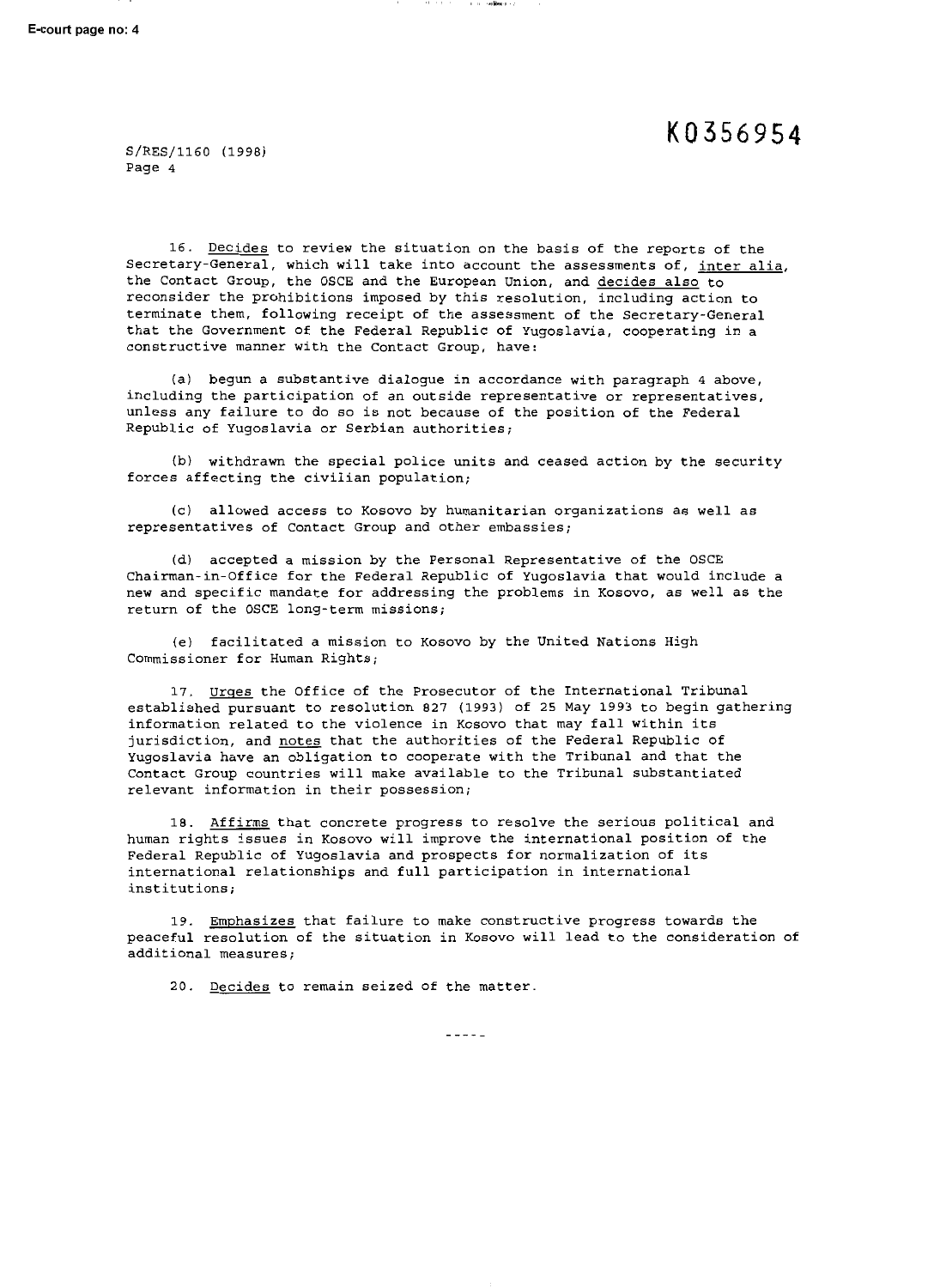16. Decides to review the situation on the basis of the reports of the Secretary-General, which will take into account the assessments of, *inter alia*, the Contact Group, the OSCE and the European Union, and decides also to reconsider the prohibitions imposed by this resolution, including action to terminate them, following receipt of the assessment of the Secretary-General that the Government of the Federal Republic of Yugoslavia, cooperating in a constructive manner with the Contact Group, have:

(a) begun a substantive dialogue in accordance with paragraph 4 above, including the participation of an outside representative or representatives, unless any failure to do so is not because of the position of the Federal Republic of Yugoslavia or Serbian authorities;

(b) withdrawn the special police units and ceased action by the security forces affecting the civilian population;

(c) allowed access to Kosovo by humanitarian organizations as well as representatives of Contact Group and other embassies;

(d) accepted a mission by the Personal Representative of the OSCE Chairman-in-Office for the Federal Republic of Yugoslavia that would include a new and specific mandate for addressing the problems in Kosovo, as well as the return of the OSCE long-term missions;

(e) facilitated a mission to Kosovo by the United Nations High Commissioner for Human Rights;

17. Urges the Office of the Prosecutor of the International Tribunal established pursuant to resolution 827 (1993) of 25 May 1993 to begin gathering information related to the violence in Kosovo that may fall within its jurisdiction, and notes that the authorities of the Federal Republic of Yugoslavia have an obligation to cooperate with the Tribunal and that the Contact Group countries will make available to the Tribunal substantiated relevant information in their possession;

18. Affirms that concrete progress to resolve the serious political and human rights issues in Kosovo will improve the international position of the Federal Republic of Yugoslavia and prospects for normalization of its international relationships and full participation in international institutions;

19. Emphasizes that failure to make constructive progress towards the peaceful resolution of the situation in Kosovo will lead to the consideration of additional measures;

20. Decides to remain seized of the matter.

-----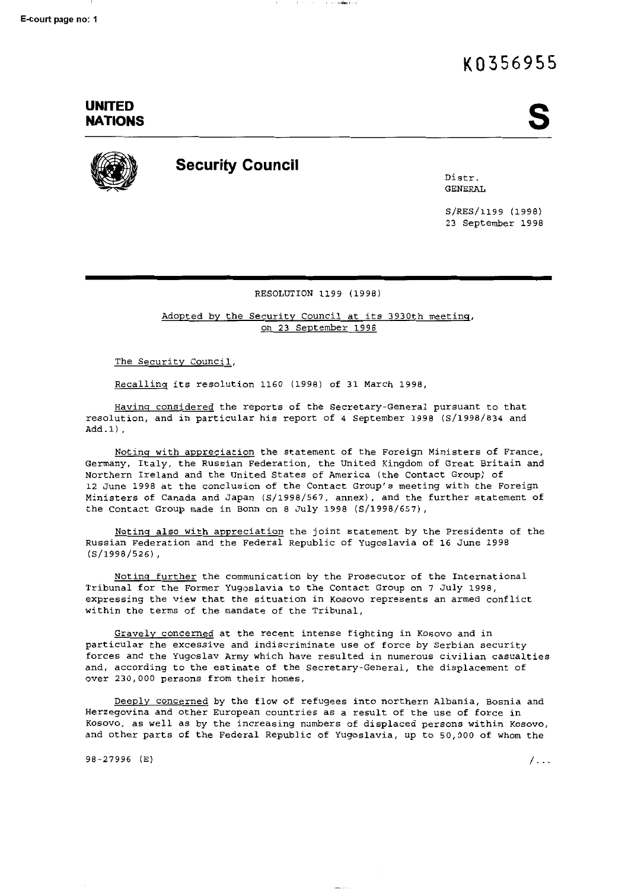K0356955

**UNITED NATIONS**

**S**

# Security Council

Distr.
GENERAL

S/RES/1199 (1998)
23 September 1998

RESOLUTION 1199 (1998)

Adopted by the Security Council at its 3930th meeting, on 23 September 1998

The Security Council,

Recalling its resolution 1160 (1998) of 31 March 1998,

Having considered the reports of the Secretary-General pursuant to that resolution, and in particular his report of 4 September 1998 (S/1998/834 and Add.1),

Noting with appreciation the statement of the Foreign Ministers of France, Germany, Italy, the Russian Federation, the United Kingdom of Great Britain and Northern Ireland and the United States of America (the Contact Group) of 12 June 1998 at the conclusion of the Contact Group's meeting with the Foreign Ministers of Canada and Japan (S/1998/567, annex), and the further statement of the Contact Group made in Bonn on 8 July 1998 (S/1998/657),

Noting also with appreciation the joint statement by the Presidents of the Russian Federation and the Federal Republic of Yugoslavia of 16 June 1998 (S/1998/526),

Noting further the communication by the Prosecutor of the International Tribunal for the Former Yugoslavia to the Contact Group on 7 July 1998, expressing the view that the situation in Kosovo represents an armed conflict within the terms of the mandate of the Tribunal,

Gravely concerned at the recent intense fighting in Kosovo and in particular the excessive and indiscriminate use of force by Serbian security forces and the Yugoslav Army which have resulted in numerous civilian casualties and, according to the estimate of the Secretary-General, the displacement of over 230,000 persons from their homes,

Deeply concerned by the flow of refugees into northern Albania, Bosnia and Herzegovina and other European countries as a result of the use of force in Kosovo, as well as by the increasing numbers of displaced persons within Kosovo, and other parts of the Federal Republic of Yugoslavia, up to 50,000 of whom the

98-27996 (E)

/...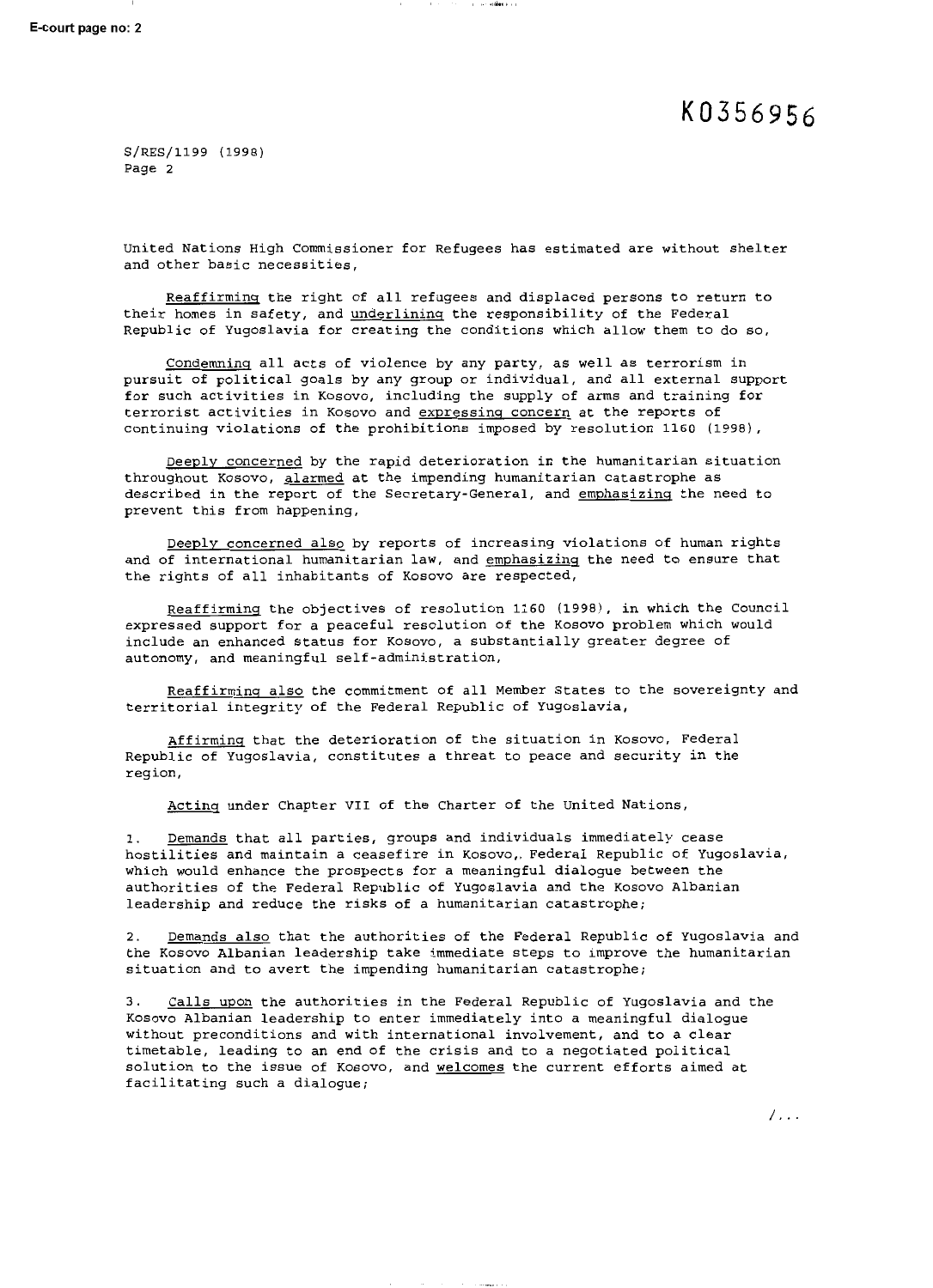United Nations High Commissioner for Refugees has estimated are without shelter and other basic necessities,

_Reaffirming_ the right of all refugees and displaced persons to return to their homes in safety, and _underlining_ the responsibility of the Federal Republic of Yugoslavia for creating the conditions which allow them to do so,

_Condemning_ all acts of violence by any party, as well as terrorism in pursuit of political goals by any group or individual, and all external support for such activities in Kosovo, including the supply of arms and training for terrorist activities in Kosovo and _expressing concern_ at the reports of continuing violations of the prohibitions imposed by resolution 1160 (1998),

_Deeply concerned_ by the rapid deterioration in the humanitarian situation throughout Kosovo, _alarmed_ at the impending humanitarian catastrophe as described in the report of the Secretary-General, and _emphasizing_ the need to prevent this from happening,

_Deeply concerned also_ by reports of increasing violations of human rights and of international humanitarian law, and _emphasizing_ the need to ensure that the rights of all inhabitants of Kosovo are respected,

_Reaffirming_ the objectives of resolution 1160 (1998), in which the Council expressed support for a peaceful resolution of the Kosovo problem which would include an enhanced status for Kosovo, a substantially greater degree of autonomy, and meaningful self-administration,

_Reaffirming also_ the commitment of all Member States to the sovereignty and territorial integrity of the Federal Republic of Yugoslavia,

_Affirming_ that the deterioration of the situation in Kosovo, Federal Republic of Yugoslavia, constitutes a threat to peace and security in the region,

_Acting_ under Chapter VII of the Charter of the United Nations,

1. _Demands_ that all parties, groups and individuals immediately cease hostilities and maintain a ceasefire in Kosovo,. Federal Republic of Yugoslavia, which would enhance the prospects for a meaningful dialogue between the authorities of the Federal Republic of Yugoslavia and the Kosovo Albanian leadership and reduce the risks of a humanitarian catastrophe;

2. _Demands also_ that the authorities of the Federal Republic of Yugoslavia and the Kosovo Albanian leadership take immediate steps to improve the humanitarian situation and to avert the impending humanitarian catastrophe;

3. _Calls upon_ the authorities in the Federal Republic of Yugoslavia and the Kosovo Albanian leadership to enter immediately into a meaningful dialogue without preconditions and with international involvement, and to a clear timetable, leading to an end of the crisis and to a negotiated political solution to the issue of Kosovo, and _welcomes_ the current efforts aimed at facilitating such a dialogue;

/...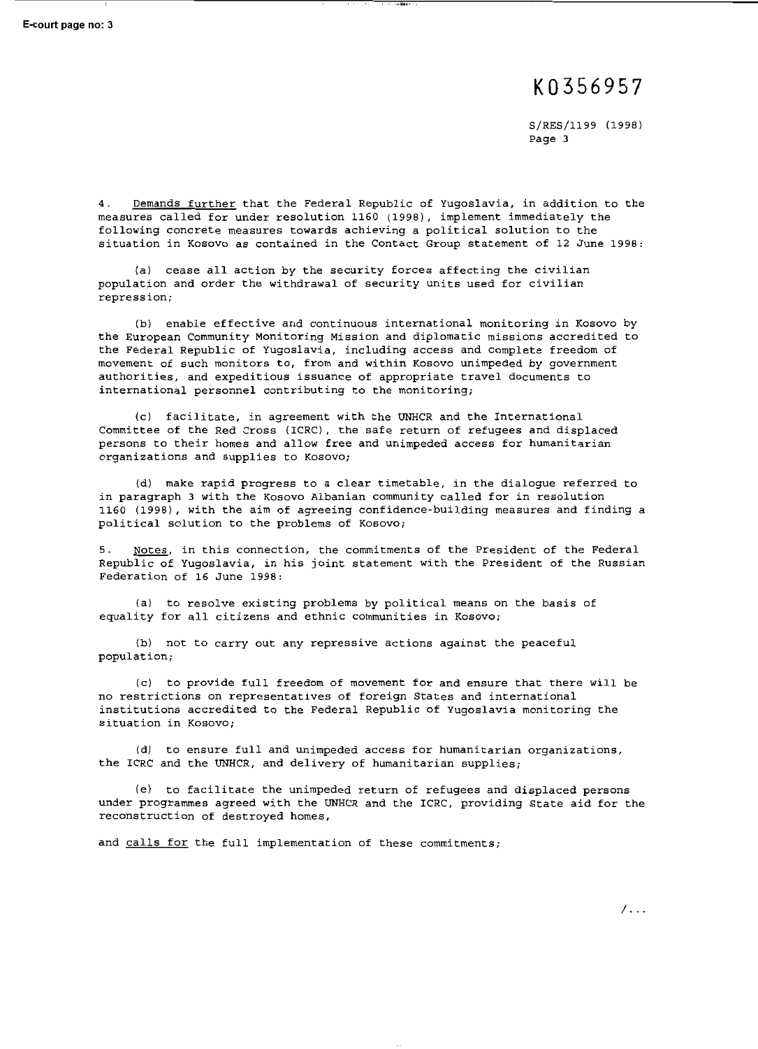4. Demands further that the Federal Republic of Yugoslavia, in addition to the measures called for under resolution 1160 (1998), implement immediately the following concrete measures towards achieving a political solution to the situation in Kosovo as contained in the Contact Group statement of 12 June 1998:

(a) cease all action by the security forces affecting the civilian population and order the withdrawal of security units used for civilian repression;

(b) enable effective and continuous international monitoring in Kosovo by the European Community Monitoring Mission and diplomatic missions accredited to the Federal Republic of Yugoslavia, including access and complete freedom of movement of such monitors to, from and within Kosovo unimpeded by government authorities, and expeditious issuance of appropriate travel documents to international personnel contributing to the monitoring;

(c) facilitate, in agreement with the UNHCR and the International Committee of the Red Cross (ICRC), the safe return of refugees and displaced persons to their homes and allow free and unimpeded access for humanitarian organizations and supplies to Kosovo;

(d) make rapid progress to a clear timetable, in the dialogue referred to in paragraph 3 with the Kosovo Albanian community called for in resolution 1160 (1998), with the aim of agreeing confidence-building measures and finding a political solution to the problems of Kosovo;

5. Notes, in this connection, the commitments of the President of the Federal Republic of Yugoslavia, in his joint statement with the President of the Russian Federation of 16 June 1998:

(a) to resolve existing problems by political means on the basis of equality for all citizens and ethnic communities in Kosovo;

(b) not to carry out any repressive actions against the peaceful population;

(c) to provide full freedom of movement for and ensure that there will be no restrictions on representatives of foreign States and international institutions accredited to the Federal Republic of Yugoslavia monitoring the situation in Kosovo;

(d) to ensure full and unimpeded access for humanitarian organizations, the ICRC and the UNHCR, and delivery of humanitarian supplies;

(e) to facilitate the unimpeded return of refugees and displaced persons under programmes agreed with the UNHCR and the ICRC, providing State aid for the reconstruction of destroyed homes,

and calls for the full implementation of these commitments;

/...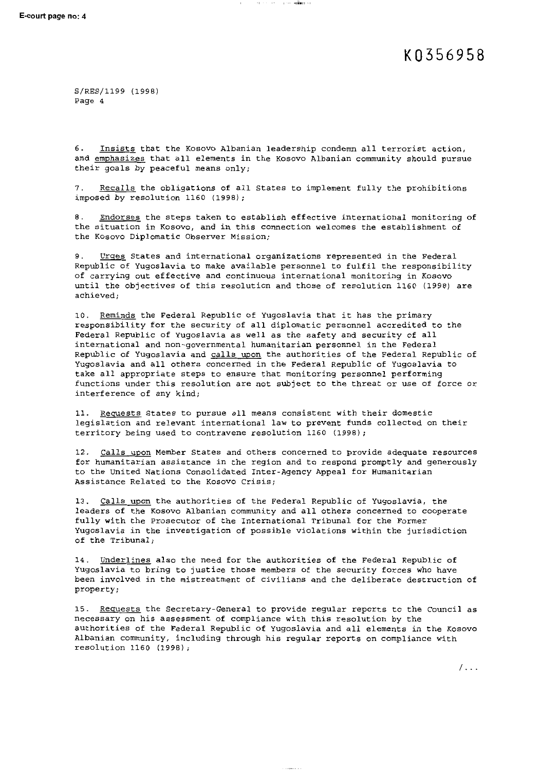6. Insists that the Kosovo Albanian leadership condemn all terrorist action, and emphasizes that all elements in the Kosovo Albanian community should pursue their goals by peaceful means only;

7. Recalls the obligations of all States to implement fully the prohibitions imposed by resolution 1160 (1998);

8. Endorses the steps taken to establish effective international monitoring of the situation in Kosovo, and in this connection welcomes the establishment of the Kosovo Diplomatic Observer Mission;

9. Urges States and international organizations represented in the Federal Republic of Yugoslavia to make available personnel to fulfil the responsibility of carrying out effective and continuous international monitoring in Kosovo until the objectives of this resolution and those of resolution 1160 (1998) are achieved;

10. Reminds the Federal Republic of Yugoslavia that it has the primary responsibility for the security of all diplomatic personnel accredited to the Federal Republic of Yugoslavia as well as the safety and security of all international and non-governmental humanitarian personnel in the Federal Republic of Yugoslavia and calls upon the authorities of the Federal Republic of Yugoslavia and all others concerned in the Federal Republic of Yugoslavia to take all appropriate steps to ensure that monitoring personnel performing functions under this resolution are not subject to the threat or use of force or interference of any kind;

11. Requests States to pursue all means consistent with their domestic legislation and relevant international law to prevent funds collected on their territory being used to contravene resolution 1160 (1998);

12. Calls upon Member States and others concerned to provide adequate resources for humanitarian assistance in the region and to respond promptly and generously to the United Nations Consolidated Inter-Agency Appeal for Humanitarian Assistance Related to the Kosovo Crisis;

13. Calls upon the authorities of the Federal Republic of Yugoslavia, the leaders of the Kosovo Albanian community and all others concerned to cooperate fully with the Prosecutor of the International Tribunal for the Former Yugoslavia in the investigation of possible violations within the jurisdiction of the Tribunal;

14. Underlines also the need for the authorities of the Federal Republic of Yugoslavia to bring to justice those members of the security forces who have been involved in the mistreatment of civilians and the deliberate destruction of property;

15. Requests the Secretary-General to provide regular reports to the Council as necessary on his assessment of compliance with this resolution by the authorities of the Federal Republic of Yugoslavia and all elements in the Kosovo Albanian community, including through his regular reports on compliance with resolution 1160 (1998);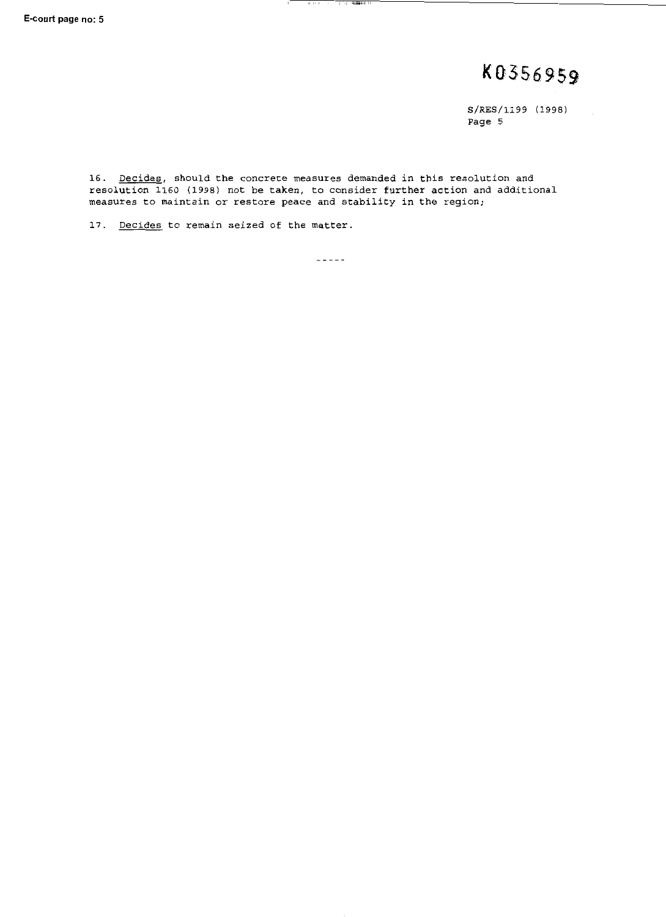K0356959

16. Decides, should the concrete measures demanded in this resolution and resolution 1160 (1998) not be taken, to consider further action and additional measures to maintain or restore peace and stability in the region;

17. Decides to remain seized of the matter.

-----